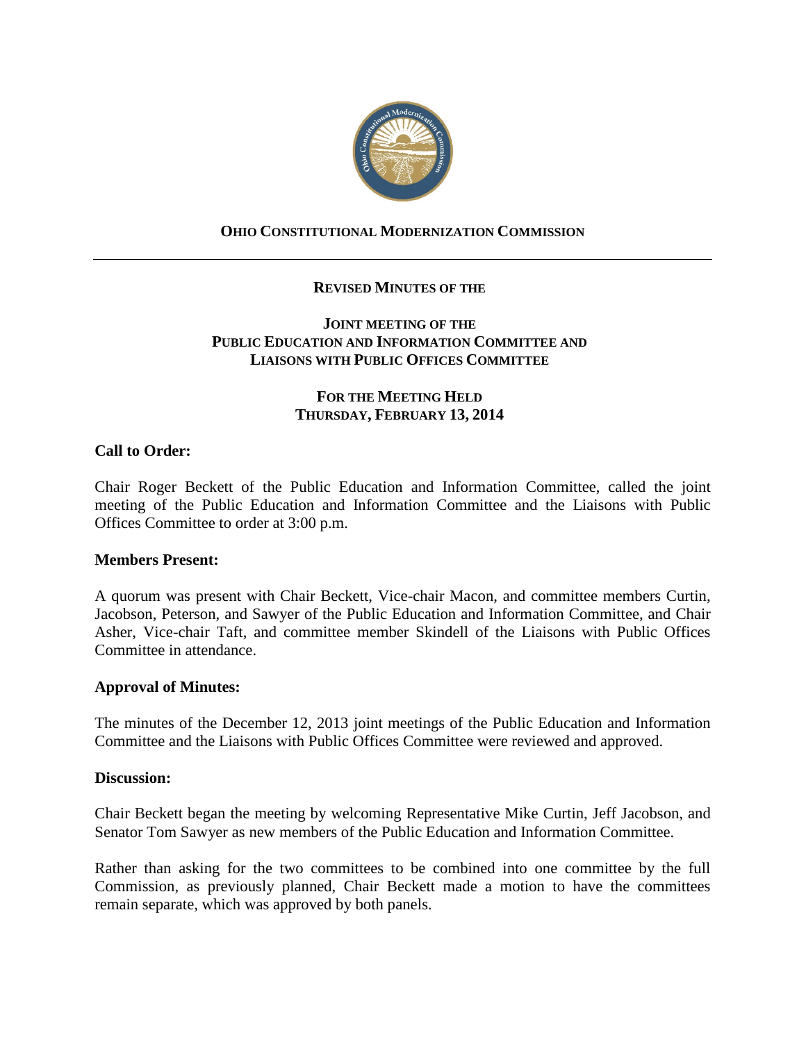# OHIO CONSTITUTIONAL MODERNIZATION COMMISSION

## REVISED MINUTES OF THE

## JOINT MEETING OF THE PUBLIC EDUCATION AND INFORMATION COMMITTEE AND LIAISONS WITH PUBLIC OFFICES COMMITTEE

## FOR THE MEETING HELD THURSDAY, FEBRUARY 13, 2014

### Call to Order:

Chair Roger Beckett of the Public Education and Information Committee, called the joint meeting of the Public Education and Information Committee and the Liaisons with Public Offices Committee to order at 3:00 p.m.

### Members Present:

A quorum was present with Chair Beckett, Vice-chair Macon, and committee members Curtin, Jacobson, Peterson, and Sawyer of the Public Education and Information Committee, and Chair Asher, Vice-chair Taft, and committee member Skindell of the Liaisons with Public Offices Committee in attendance.

### Approval of Minutes:

The minutes of the December 12, 2013 joint meetings of the Public Education and Information Committee and the Liaisons with Public Offices Committee were reviewed and approved.

### Discussion:

Chair Beckett began the meeting by welcoming Representative Mike Curtin, Jeff Jacobson, and Senator Tom Sawyer as new members of the Public Education and Information Committee.

Rather than asking for the two committees to be combined into one committee by the full Commission, as previously planned, Chair Beckett made a motion to have the committees remain separate, which was approved by both panels.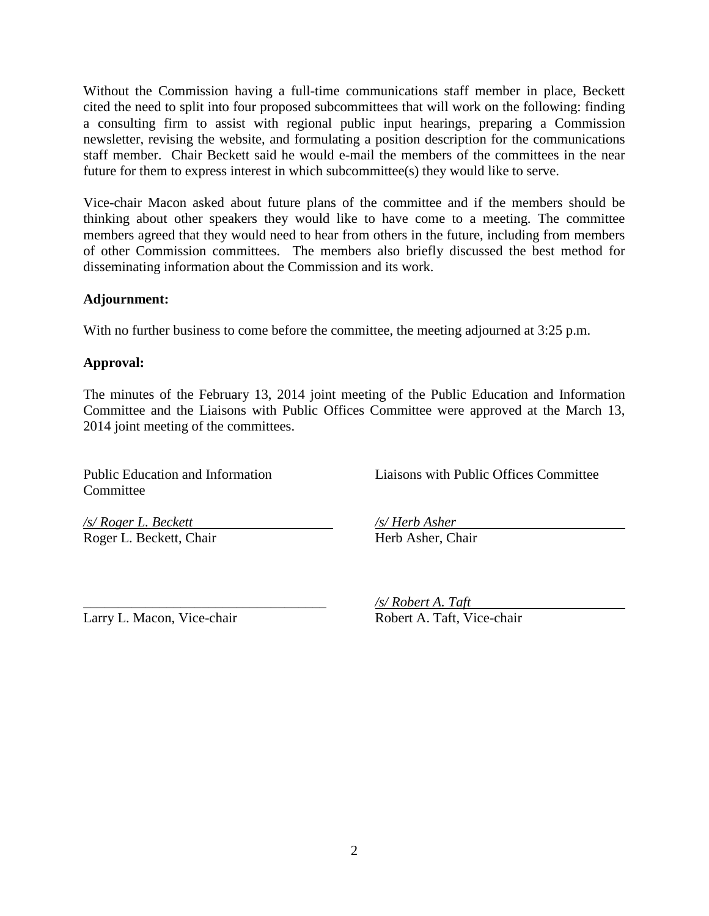Without the Commission having a full-time communications staff member in place, Beckett cited the need to split into four proposed subcommittees that will work on the following: finding a consulting firm to assist with regional public input hearings, preparing a Commission newsletter, revising the website, and formulating a position description for the communications staff member. Chair Beckett said he would e-mail the members of the committees in the near future for them to express interest in which subcommittee(s) they would like to serve.

Vice-chair Macon asked about future plans of the committee and if the members should be thinking about other speakers they would like to have come to a meeting. The committee members agreed that they would need to hear from others in the future, including from members of other Commission committees. The members also briefly discussed the best method for disseminating information about the Commission and its work.

**Adjournment:**

With no further business to come before the committee, the meeting adjourned at 3:25 p.m.

**Approval:**

The minutes of the February 13, 2014 joint meeting of the Public Education and Information Committee and the Liaisons with Public Offices Committee were approved at the March 13, 2014 joint meeting of the committees.

Public Education and Information Committee

*/s/ Roger L. Beckett*
Roger L. Beckett, Chair

\_\_\_\_\_\_\_\_\_\_\_\_\_\_\_\_\_\_\_\_\_\_\_\_\_\_\_\_\_\_\_\_\_\_
Larry L. Macon, Vice-chair

Liaisons with Public Offices Committee

*/s/ Herb Asher*
Herb Asher, Chair

*/s/ Robert A. Taft*
Robert A. Taft, Vice-chair